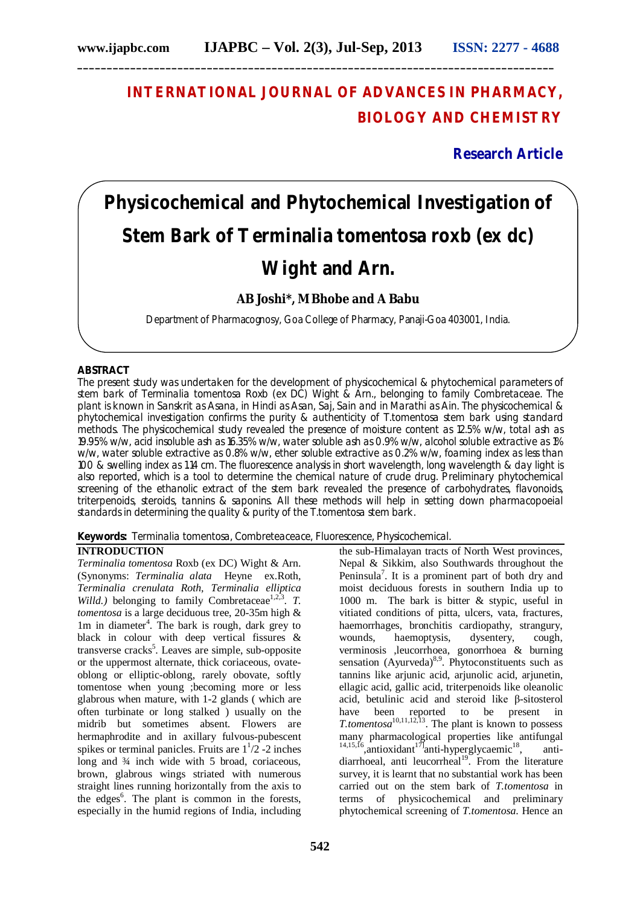# INTERNATIONAL JOURNAL OF ADVANCES IN PHARMACY, BIOLOGY AND CHEMISTRY

**Research Article**

# Physicochemical and Phytochemical Investigation of Stem Bark of Terminalia tomentosa roxb (ex dc) Wight and Arn.

**AB Joshi*, M Bhobe and A Babu**

Department of Pharmacognosy, Goa College of Pharmacy, Panaji-Goa 403001, India.

## ABSTRACT

The present study was undertaken for the development of physicochemical & phytochemical parameters of stem bark of Terminalia tomentosa Roxb (ex DC) Wight & Arn., belonging to family Combretaceae. The plant is known in Sanskrit as Asana, in Hindi as Asan, Saj, Sain and in Marathi as Ain. The physicochemical & phytochemical investigation confirms the purity & authenticity of T.tomentosa stem bark using standard methods. The physicochemical study revealed the presence of moisture content as 12.5% w/w, total ash as 19.95% w/w, acid insoluble ash as 16.35% w/w, water soluble ash as 0.9% w/w, alcohol soluble extractive as 1% w/w, water soluble extractive as 0.8% w/w, ether soluble extractive as 0.2% w/w, foaming index as less than 100 & swelling index as 1.14 cm. The fluorescence analysis in short wavelength, long wavelength & day light is also reported, which is a tool to determine the chemical nature of crude drug. Preliminary phytochemical screening of the ethanolic extract of the stem bark revealed the presence of carbohydrates, flavonoids, triterpenoids, steroids, tannins & saponins. All these methods will help in setting down pharmacopoeial standards in determining the quality & purity of the T.tomentosa stem bark.

**Keywords:** Terminalia tomentosa, Combreteaceace, Fluorescence, Physicochemical.

## INTRODUCTION

*Terminalia tomentosa* Roxb (ex DC) Wight & Arn. (Synonyms: *Terminalia alata* Heyne ex.Roth, *Terminalia crenulata Roth*, *Terminalia elliptica Willd.)* belonging to family Combretaceae[1,2,3]. *T. tomentosa* is a large deciduous tree, 20-35m high & 1m in diameter[4]. The bark is rough, dark grey to black in colour with deep vertical fissures & transverse cracks[5]. Leaves are simple, sub-opposite or the uppermost alternate, thick coriaceous, ovate-oblong or elliptic-oblong, rarely obovate, softly tomentose when young ;becoming more or less glabrous when mature, with 1-2 glands ( which are often turbinate or long stalked ) usually on the midrib but sometimes absent. Flowers are hermaphrodite and in axillary fulvous-pubescent spikes or terminal panicles. Fruits are $1^1/2$ -2 inches long and ¾ inch wide with 5 broad, coriaceous, brown, glabrous wings striated with numerous straight lines running horizontally from the axis to the edges[6]. The plant is common in the forests, especially in the humid regions of India, including the sub-Himalayan tracts of North West provinces, Nepal & Sikkim, also Southwards throughout the Peninsula[7]. It is a prominent part of both dry and moist deciduous forests in southern India up to 1000 m. The bark is bitter & stypic, useful in vitiated conditions of pitta, ulcers, vata, fractures, haemorrhages, bronchitis cardiopathy, strangury, wounds, haemoptysis, dysentery, cough, verminosis ,leucorrhoea, gonorrhoea & burning sensation (Ayurveda)[8,9]. Phytoconstituents such as tannins like arjunic acid, arjunolic acid, arjunetin, ellagic acid, gallic acid, triterpenoids like oleanolic acid, betulinic acid and steroid like β-sitosterol have been reported to be present in *T.tomentosa*[10,11,12,13]. The plant is known to possess many pharmacological properties like antifungal [14,15,16],antioxidant[17]anti-hyperglycaemic[18], anti-diarrhoeal, anti leucorrheal[19]. From the literature survey, it is learnt that no substantial work has been carried out on the stem bark of *T.tomentosa* in terms of physicochemical and preliminary phytochemical screening of *T.tomentosa*. Hence an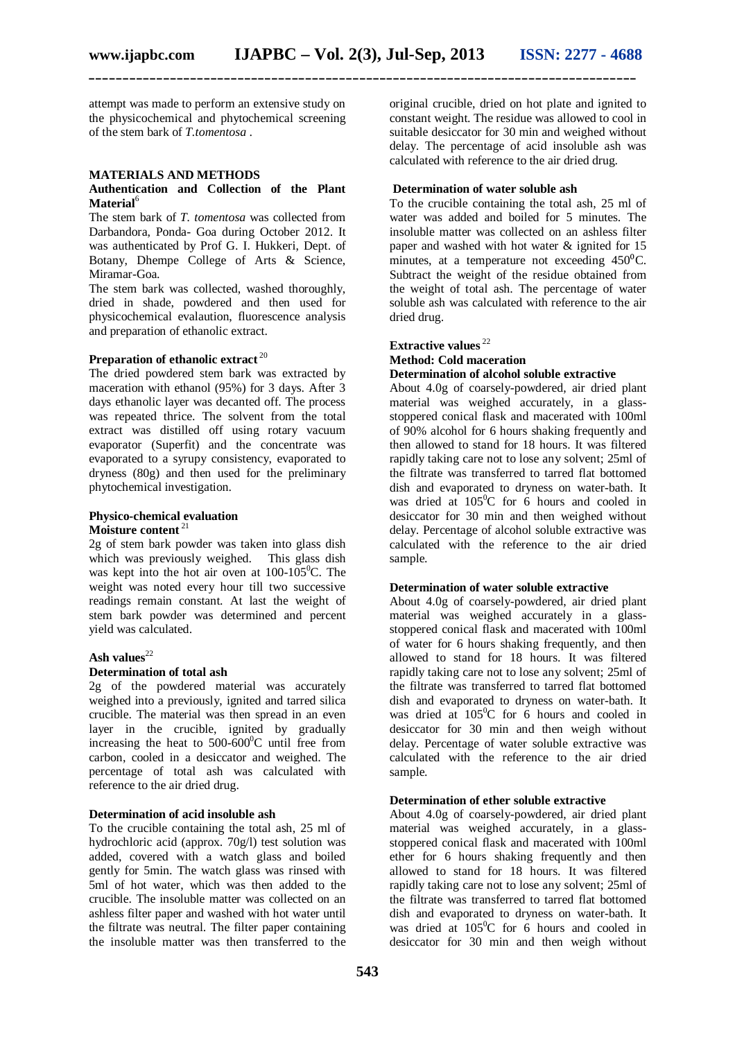attempt was made to perform an extensive study on the physicochemical and phytochemical screening of the stem bark of *T.tomentosa* .

## MATERIALS AND METHODS

### Authentication and Collection of the Plant Material[6]

The stem bark of *T. tomentosa* was collected from Darbandora, Ponda- Goa during October 2012. It was authenticated by Prof G. I. Hukkeri, Dept. of Botany, Dhempe College of Arts & Science, Miramar-Goa.

The stem bark was collected, washed thoroughly, dried in shade, powdered and then used for physicochemical evalaution, fluorescence analysis and preparation of ethanolic extract.

### Preparation of ethanolic extract [20]

The dried powdered stem bark was extracted by maceration with ethanol (95%) for 3 days. After 3 days ethanolic layer was decanted off. The process was repeated thrice. The solvent from the total extract was distilled off using rotary vacuum evaporator (Superfit) and the concentrate was evaporated to a syrupy consistency, evaporated to dryness (80g) and then used for the preliminary phytochemical investigation.

### Physico-chemical evaluation

#### Moisture content [21]

2g of stem bark powder was taken into glass dish which was previously weighed. This glass dish was kept into the hot air oven at 100-105$^0$C. The weight was noted every hour till two successive readings remain constant. At last the weight of stem bark powder was determined and percent yield was calculated.

#### Ash values[22]

**Determination of total ash**

2g of the powdered material was accurately weighed into a previously, ignited and tarred silica crucible. The material was then spread in an even layer in the crucible, ignited by gradually increasing the heat to 500-600$^0$C until free from carbon, cooled in a desiccator and weighed. The percentage of total ash was calculated with reference to the air dried drug.

**Determination of acid insoluble ash**

To the crucible containing the total ash, 25 ml of hydrochloric acid (approx. 70g/l) test solution was added, covered with a watch glass and boiled gently for 5min. The watch glass was rinsed with 5ml of hot water, which was then added to the crucible. The insoluble matter was collected on an ashless filter paper and washed with hot water until the filtrate was neutral. The filter paper containing the insoluble matter was then transferred to the original crucible, dried on hot plate and ignited to constant weight. The residue was allowed to cool in suitable desiccator for 30 min and weighed without delay. The percentage of acid insoluble ash was calculated with reference to the air dried drug.

**Determination of water soluble ash**

To the crucible containing the total ash, 25 ml of water was added and boiled for 5 minutes. The insoluble matter was collected on an ashless filter paper and washed with hot water & ignited for 15 minutes, at a temperature not exceeding 450$^0$C. Subtract the weight of the residue obtained from the weight of total ash. The percentage of water soluble ash was calculated with reference to the air dried drug.

#### Extractive values [22]

**Method: Cold maceration**

**Determination of alcohol soluble extractive**

About 4.0g of coarsely-powdered, air dried plant material was weighed accurately, in a glass-stoppered conical flask and macerated with 100ml of 90% alcohol for 6 hours shaking frequently and then allowed to stand for 18 hours. It was filtered rapidly taking care not to lose any solvent; 25ml of the filtrate was transferred to tarred flat bottomed dish and evaporated to dryness on water-bath. It was dried at 105$^0$C for 6 hours and cooled in desiccator for 30 min and then weighed without delay. Percentage of alcohol soluble extractive was calculated with the reference to the air dried sample.

**Determination of water soluble extractive**

About 4.0g of coarsely-powdered, air dried plant material was weighed accurately in a glass-stoppered conical flask and macerated with 100ml of water for 6 hours shaking frequently, and then allowed to stand for 18 hours. It was filtered rapidly taking care not to lose any solvent; 25ml of the filtrate was transferred to tarred flat bottomed dish and evaporated to dryness on water-bath. It was dried at 105$^0$C for 6 hours and cooled in desiccator for 30 min and then weigh without delay. Percentage of water soluble extractive was calculated with the reference to the air dried sample.

**Determination of ether soluble extractive**

About 4.0g of coarsely-powdered, air dried plant material was weighed accurately, in a glass-stoppered conical flask and macerated with 100ml ether for 6 hours shaking frequently and then allowed to stand for 18 hours. It was filtered rapidly taking care not to lose any solvent; 25ml of the filtrate was transferred to tarred flat bottomed dish and evaporated to dryness on water-bath. It was dried at 105$^0$C for 6 hours and cooled in desiccator for 30 min and then weigh without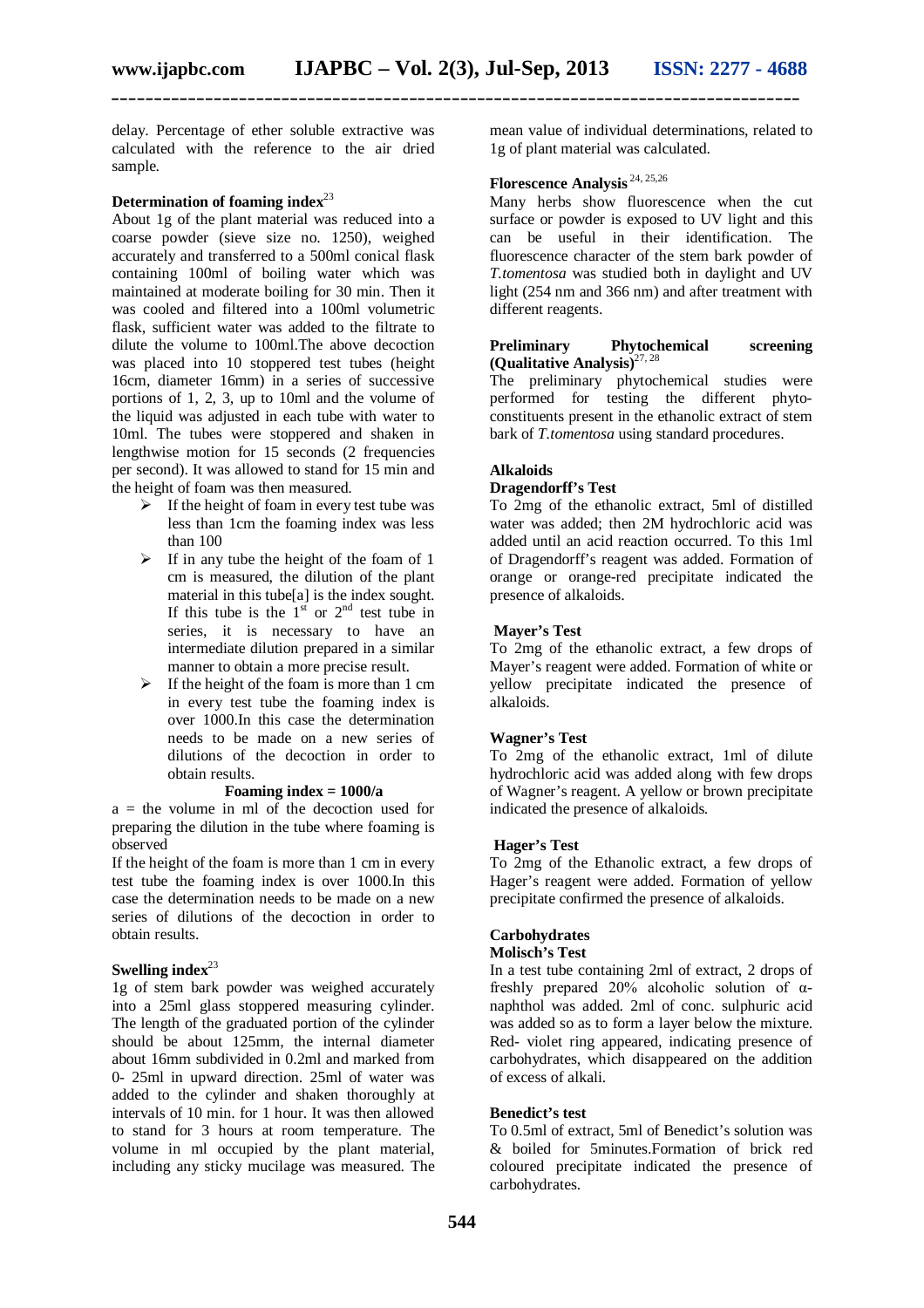delay. Percentage of ether soluble extractive was calculated with the reference to the air dried sample.

**Determination of foaming index**[23]

About 1g of the plant material was reduced into a coarse powder (sieve size no. 1250), weighed accurately and transferred to a 500ml conical flask containing 100ml of boiling water which was maintained at moderate boiling for 30 min. Then it was cooled and filtered into a 100ml volumetric flask, sufficient water was added to the filtrate to dilute the volume to 100ml.The above decoction was placed into 10 stoppered test tubes (height 16cm, diameter 16mm) in a series of successive portions of 1, 2, 3, up to 10ml and the volume of the liquid was adjusted in each tube with water to 10ml. The tubes were stoppered and shaken in lengthwise motion for 15 seconds (2 frequencies per second). It was allowed to stand for 15 min and the height of foam was then measured.

- If the height of foam in every test tube was less than 1cm the foaming index was less than 100
- If in any tube the height of the foam of 1 cm is measured, the dilution of the plant material in this tube[a] is the index sought. If this tube is the 1st or 2nd test tube in series, it is necessary to have an intermediate dilution prepared in a similar manner to obtain a more precise result.
- If the height of the foam is more than 1 cm in every test tube the foaming index is over 1000.In this case the determination needs to be made on a new series of dilutions of the decoction in order to obtain results.

**Foaming index = 1000/a**

a = the volume in ml of the decoction used for preparing the dilution in the tube where foaming is observed

If the height of the foam is more than 1 cm in every test tube the foaming index is over 1000.In this case the determination needs to be made on a new series of dilutions of the decoction in order to obtain results.

**Swelling index**[23]

1g of stem bark powder was weighed accurately into a 25ml glass stoppered measuring cylinder. The length of the graduated portion of the cylinder should be about 125mm, the internal diameter about 16mm subdivided in 0.2ml and marked from 0- 25ml in upward direction. 25ml of water was added to the cylinder and shaken thoroughly at intervals of 10 min. for 1 hour. It was then allowed to stand for 3 hours at room temperature. The volume in ml occupied by the plant material, including any sticky mucilage was measured. The mean value of individual determinations, related to 1g of plant material was calculated.

**Florescence Analysis**[24, 25,26]

Many herbs show fluorescence when the cut surface or powder is exposed to UV light and this can be useful in their identification. The fluorescence character of the stem bark powder of *T.tomentosa* was studied both in daylight and UV light (254 nm and 366 nm) and after treatment with different reagents.

**Preliminary Phytochemical screening (Qualitative Analysis)**[27, 28]

The preliminary phytochemical studies were performed for testing the different phyto-constituents present in the ethanolic extract of stem bark of *T.tomentosa* using standard procedures.

**Alkaloids**

**Dragendorff's Test**

To 2mg of the ethanolic extract, 5ml of distilled water was added; then 2M hydrochloric acid was added until an acid reaction occurred. To this 1ml of Dragendorff's reagent was added. Formation of orange or orange-red precipitate indicated the presence of alkaloids.

**Mayer's Test**

To 2mg of the ethanolic extract, a few drops of Mayer's reagent were added. Formation of white or yellow precipitate indicated the presence of alkaloids.

**Wagner's Test**

To 2mg of the ethanolic extract, 1ml of dilute hydrochloric acid was added along with few drops of Wagner's reagent. A yellow or brown precipitate indicated the presence of alkaloids.

**Hager's Test**

To 2mg of the Ethanolic extract, a few drops of Hager's reagent were added. Formation of yellow precipitate confirmed the presence of alkaloids.

**Carbohydrates**

**Molisch's Test**

In a test tube containing 2ml of extract, 2 drops of freshly prepared 20% alcoholic solution of α-naphthol was added. 2ml of conc. sulphuric acid was added so as to form a layer below the mixture. Red- violet ring appeared, indicating presence of carbohydrates, which disappeared on the addition of excess of alkali.

**Benedict's test**

To 0.5ml of extract, 5ml of Benedict's solution was & boiled for 5minutes.Formation of brick red coloured precipitate indicated the presence of carbohydrates.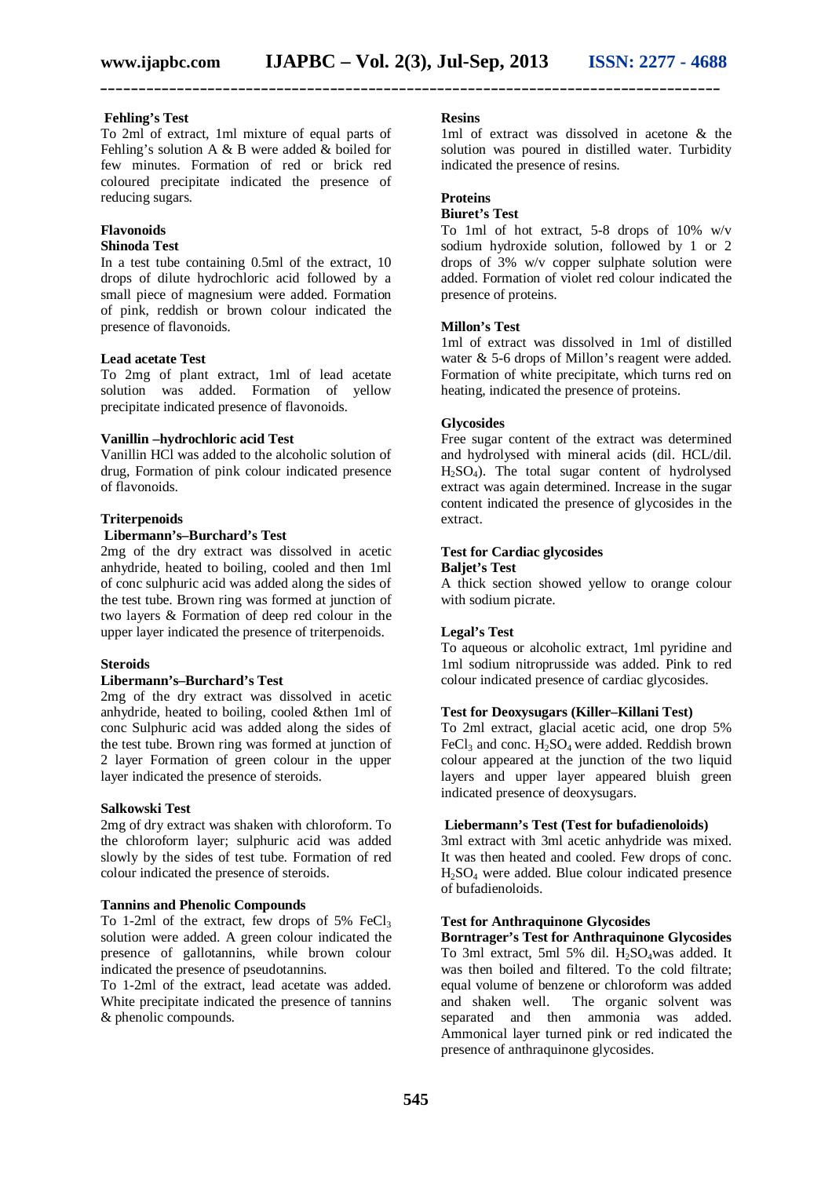**Fehling's Test**

To 2ml of extract, 1ml mixture of equal parts of Fehling's solution A & B were added & boiled for few minutes. Formation of red or brick red coloured precipitate indicated the presence of reducing sugars.

**Flavonoids**

**Shinoda Test**

In a test tube containing 0.5ml of the extract, 10 drops of dilute hydrochloric acid followed by a small piece of magnesium were added. Formation of pink, reddish or brown colour indicated the presence of flavonoids.

**Lead acetate Test**

To 2mg of plant extract, 1ml of lead acetate solution was added. Formation of yellow precipitate indicated presence of flavonoids.

**Vanillin –hydrochloric acid Test**

Vanillin HCl was added to the alcoholic solution of drug, Formation of pink colour indicated presence of flavonoids.

**Triterpenoids**

**Libermann's–Burchard's Test**

2mg of the dry extract was dissolved in acetic anhydride, heated to boiling, cooled and then 1ml of conc sulphuric acid was added along the sides of the test tube. Brown ring was formed at junction of two layers & Formation of deep red colour in the upper layer indicated the presence of triterpenoids.

**Steroids**

**Libermann's–Burchard's Test**

2mg of the dry extract was dissolved in acetic anhydride, heated to boiling, cooled &then 1ml of conc Sulphuric acid was added along the sides of the test tube. Brown ring was formed at junction of 2 layer Formation of green colour in the upper layer indicated the presence of steroids.

**Salkowski Test**

2mg of dry extract was shaken with chloroform. To the chloroform layer; sulphuric acid was added slowly by the sides of test tube. Formation of red colour indicated the presence of steroids.

**Tannins and Phenolic Compounds**

To 1-2ml of the extract, few drops of 5% $FeCl_3$ solution were added. A green colour indicated the presence of gallotannins, while brown colour indicated the presence of pseudotannins.

To 1-2ml of the extract, lead acetate was added. White precipitate indicated the presence of tannins & phenolic compounds.

**Resins**

1ml of extract was dissolved in acetone & the solution was poured in distilled water. Turbidity indicated the presence of resins.

**Proteins**

**Biuret's Test**

To 1ml of hot extract, 5-8 drops of 10% w/v sodium hydroxide solution, followed by 1 or 2 drops of 3% w/v copper sulphate solution were added. Formation of violet red colour indicated the presence of proteins.

**Millon's Test**

1ml of extract was dissolved in 1ml of distilled water & 5-6 drops of Millon's reagent were added. Formation of white precipitate, which turns red on heating, indicated the presence of proteins.

**Glycosides**

Free sugar content of the extract was determined and hydrolysed with mineral acids (dil. HCL/dil. $H_2SO_4$). The total sugar content of hydrolysed extract was again determined. Increase in the sugar content indicated the presence of glycosides in the extract.

**Test for Cardiac glycosides**

**Baljet's Test**

A thick section showed yellow to orange colour with sodium picrate.

**Legal's Test**

To aqueous or alcoholic extract, 1ml pyridine and 1ml sodium nitroprusside was added. Pink to red colour indicated presence of cardiac glycosides.

**Test for Deoxysugars (Killer–Killani Test)**

To 2ml extract, glacial acetic acid, one drop 5% $FeCl_3$ and conc. $H_2SO_4$ were added. Reddish brown colour appeared at the junction of the two liquid layers and upper layer appeared bluish green indicated presence of deoxysugars.

**Liebermann's Test (Test for bufadienoloids)**

3ml extract with 3ml acetic anhydride was mixed. It was then heated and cooled. Few drops of conc. $H_2SO_4$ were added. Blue colour indicated presence of bufadienoloids.

**Test for Anthraquinone Glycosides**

**Borntrager's Test for Anthraquinone Glycosides**

To 3ml extract, 5ml 5% dil. $H_2SO_4$was added. It was then boiled and filtered. To the cold filtrate; equal volume of benzene or chloroform was added and shaken well. The organic solvent was separated and then ammonia was added. Ammonical layer turned pink or red indicated the presence of anthraquinone glycosides.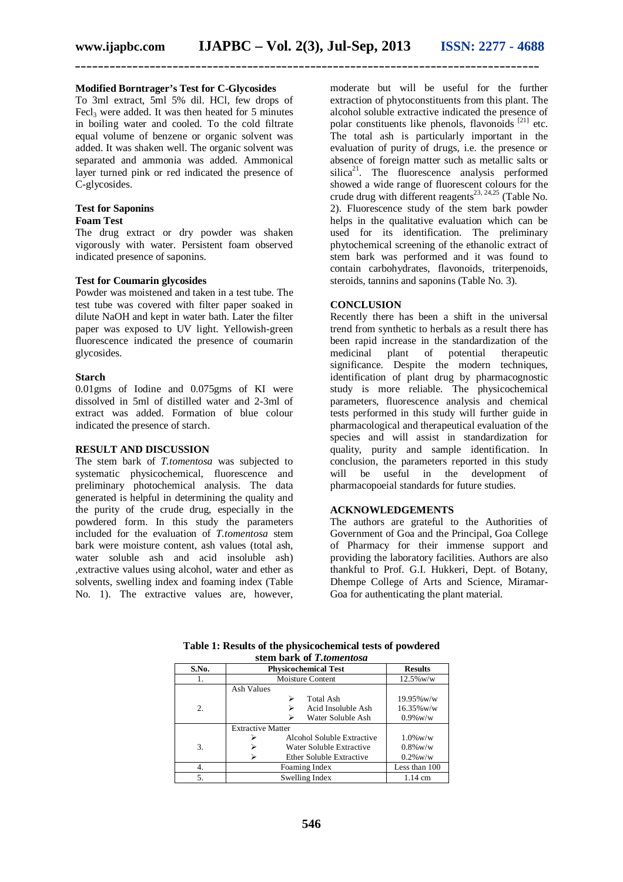**Modified Borntrager's Test for C-Glycosides**

To 3ml extract, 5ml 5% dil. HCl, few drops of $Fecl_3$ were added. It was then heated for 5 minutes in boiling water and cooled. To the cold filtrate equal volume of benzene or organic solvent was added. It was shaken well. The organic solvent was separated and ammonia was added. Ammonical layer turned pink or red indicated the presence of C-glycosides.

**Test for Saponins**

**Foam Test**

The drug extract or dry powder was shaken vigorously with water. Persistent foam observed indicated presence of saponins.

**Test for Coumarin glycosides**

Powder was moistened and taken in a test tube. The test tube was covered with filter paper soaked in dilute NaOH and kept in water bath. Later the filter paper was exposed to UV light. Yellowish-green fluorescence indicated the presence of coumarin glycosides.

**Starch**

0.01gms of Iodine and 0.075gms of KI were dissolved in 5ml of distilled water and 2-3ml of extract was added. Formation of blue colour indicated the presence of starch.

## RESULT AND DISCUSSION

The stem bark of *T.tomentosa* was subjected to systematic physicochemical, fluorescence and preliminary photochemical analysis. The data generated is helpful in determining the quality and the purity of the crude drug, especially in the powdered form. In this study the parameters included for the evaluation of *T.tomentosa* stem bark were moisture content, ash values (total ash, water soluble ash and acid insoluble ash) ,extractive values using alcohol, water and ether as solvents, swelling index and foaming index (Table No. 1). The extractive values are, however, moderate but will be useful for the further extraction of phytoconstituents from this plant. The alcohol soluble extractive indicated the presence of polar constituents like phenols, flavonoids [21] etc. The total ash is particularly important in the evaluation of purity of drugs, i.e. the presence or absence of foreign matter such as metallic salts or silica[21]. The fluorescence analysis performed showed a wide range of fluorescent colours for the crude drug with different reagents[23, 24,25] (Table No. 2). Fluorescence study of the stem bark powder helps in the qualitative evaluation which can be used for its identification. The preliminary phytochemical screening of the ethanolic extract of stem bark was performed and it was found to contain carbohydrates, flavonoids, triterpenoids, steroids, tannins and saponins (Table No. 3).

## CONCLUSION

Recently there has been a shift in the universal trend from synthetic to herbals as a result there has been rapid increase in the standardization of the medicinal plant of potential therapeutic significance. Despite the modern techniques, identification of plant drug by pharmacognostic study is more reliable. The physicochemical parameters, fluorescence analysis and chemical tests performed in this study will further guide in pharmacological and therapeutical evaluation of the species and will assist in standardization for quality, purity and sample identification. In conclusion, the parameters reported in this study will be useful in the development of pharmacopoeial standards for future studies.

## ACKNOWLEDGEMENTS

The authors are grateful to the Authorities of Government of Goa and the Principal, Goa College of Pharmacy for their immense support and providing the laboratory facilities. Authors are also thankful to Prof. G.I. Hukkeri, Dept. of Botany, Dhempe College of Arts and Science, Miramar-Goa for authenticating the plant material.

**Table 1: Results of the physicochemical tests of powdered stem bark of *T.tomentosa***

| S.No. | Physicochemical Test | Results |
|---|---|---|
| 1. | Moisture Content | 12.5%w/w |
| 2. | Ash Values | |
| | ➢ Total Ash | 19.95%w/w |
| | ➢ Acid Insoluble Ash | 16.35%w/w |
| | ➢ Water Soluble Ash | 0.9%w/w |
| 3. | Extractive Matter | |
| | ➢ Alcohol Soluble Extractive | 1.0%w/w |
| | ➢ Water Soluble Extractive | 0.8%w/w |
| | ➢ Ether Soluble Extractive | 0.2%w/w |
| 4. | Foaming Index | Less than 100 |
| 5. | Swelling Index | 1.14 cm |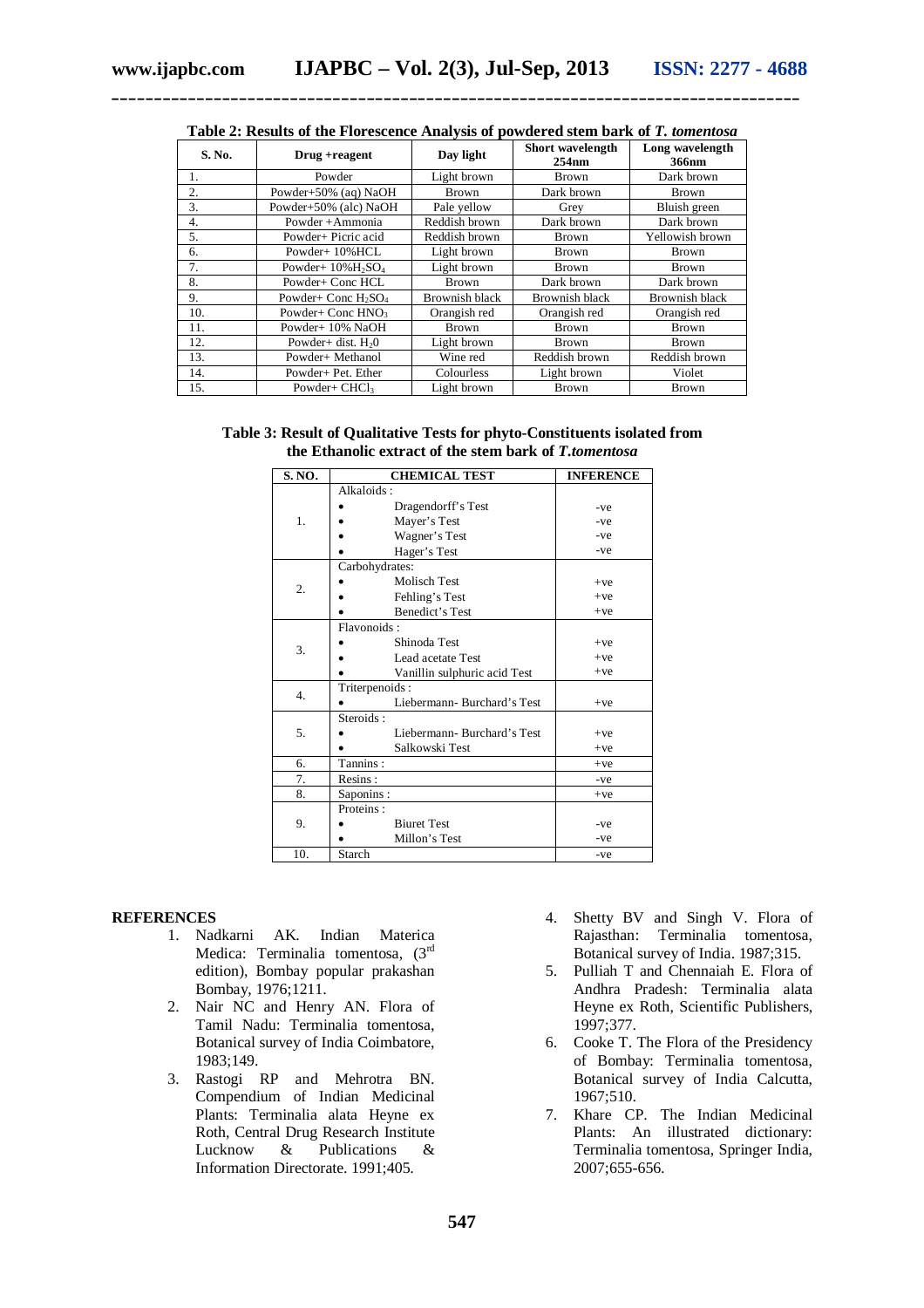**Table 2: Results of the Florescence Analysis of powdered stem bark of *T. tomentosa***

| S. No. | Drug +reagent | Day light | Short wavelength 254nm | Long wavelength 366nm |
|---|---|---|---|---|
| 1. | Powder | Light brown | Brown | Dark brown |
| 2. | Powder+50% (aq) NaOH | Brown | Dark brown | Brown |
| 3. | Powder+50% (alc) NaOH | Pale yellow | Grey | Bluish green |
| 4. | Powder +Ammonia | Reddish brown | Dark brown | Dark brown |
| 5. | Powder+ Picric acid | Reddish brown | Brown | Yellowish brown |
| 6. | Powder+ 10%HCL | Light brown | Brown | Brown |
| 7. | Powder+ 10%$H_2SO_4$ | Light brown | Brown | Brown |
| 8. | Powder+ Conc HCL | Brown | Dark brown | Dark brown |
| 9. | Powder+ Conc $H_2SO_4$ | Brownish black | Brownish black | Brownish black |
| 10. | Powder+ Conc $HNO_3$ | Orangish red | Orangish red | Orangish red |
| 11. | Powder+ 10% NaOH | Brown | Brown | Brown |
| 12. | Powder+ dist. $H_20$ | Light brown | Brown | Brown |
| 13. | Powder+ Methanol | Wine red | Reddish brown | Reddish brown |
| 14. | Powder+ Pet. Ether | Colourless | Light brown | Violet |
| 15. | Powder+ $CHCl_3$ | Light brown | Brown | Brown |

**Table 3: Result of Qualitative Tests for phyto-Constituents isolated from the Ethanolic extract of the stem bark of *T.tomentosa***

| S. NO. | CHEMICAL TEST | INFERENCE |
|---|---|---|
| 1. | Alkaloids : | |
| | • Dragendorff's Test | -ve |
| | • Mayer's Test | -ve |
| | • Wagner's Test | -ve |
| | • Hager's Test | -ve |
| 2. | Carbohydrates: | |
| | • Molisch Test | +ve |
| | • Fehling's Test | +ve |
| | • Benedict's Test | +ve |
| 3. | Flavonoids : | |
| | • Shinoda Test | +ve |
| | • Lead acetate Test | +ve |
| | • Vanillin sulphuric acid Test | +ve |
| 4. | Triterpenoids : | |
| | • Liebermann- Burchard's Test | +ve |
| 5. | Steroids : | |
| | • Liebermann- Burchard's Test | +ve |
| | • Salkowski Test | +ve |
| 6. | Tannins : | +ve |
| 7. | Resins : | -ve |
| 8. | Saponins : | +ve |
| 9. | Proteins : | |
| | • Biuret Test | -ve |
| | • Millon's Test | -ve |
| 10. | Starch | -ve |

## REFERENCES

1. Nadkarni AK. Indian Materica Medica: Terminalia tomentosa, (3rd edition), Bombay popular prakashan Bombay, 1976;1211.
2. Nair NC and Henry AN. Flora of Tamil Nadu: Terminalia tomentosa, Botanical survey of India Coimbatore, 1983;149.
3. Rastogi RP and Mehrotra BN. Compendium of Indian Medicinal Plants: Terminalia alata Heyne ex Roth, Central Drug Research Institute Lucknow & Publications & Information Directorate. 1991;405.
4. Shetty BV and Singh V. Flora of Rajasthan: Terminalia tomentosa, Botanical survey of India. 1987;315.
5. Pulliah T and Chennaiah E. Flora of Andhra Pradesh: Terminalia alata Heyne ex Roth, Scientific Publishers, 1997;377.
6. Cooke T. The Flora of the Presidency of Bombay: Terminalia tomentosa, Botanical survey of India Calcutta, 1967;510.
7. Khare CP. The Indian Medicinal Plants: An illustrated dictionary: Terminalia tomentosa, Springer India, 2007;655-656.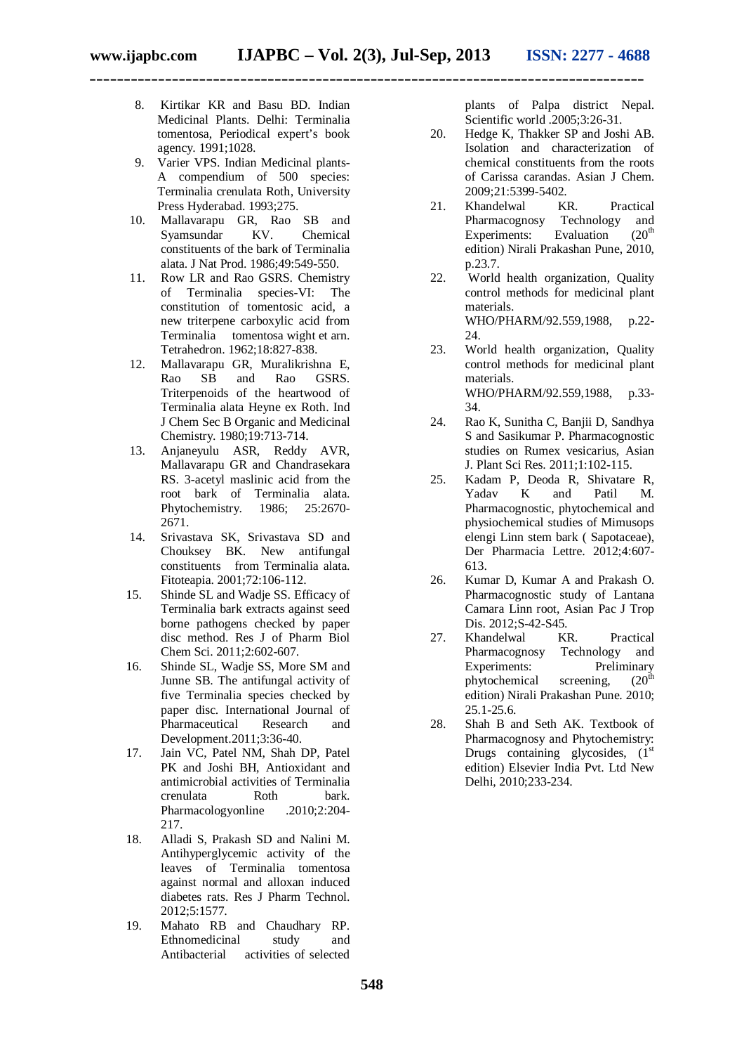8. Kirtikar KR and Basu BD. Indian Medicinal Plants. Delhi: Terminalia tomentosa, Periodical expert's book agency. 1991;1028.
9. Varier VPS. Indian Medicinal plants- A compendium of 500 species: Terminalia crenulata Roth, University Press Hyderabad. 1993;275.
10. Mallavarapu GR, Rao SB and Syamsundar KV. Chemical constituents of the bark of Terminalia alata. J Nat Prod. 1986;49:549-550.
11. Row LR and Rao GSRS. Chemistry of Terminalia species-VI: The constitution of tomentosic acid, a new triterpene carboxylic acid from Terminalia tomentosa wight et arn. Tetrahedron. 1962;18:827-838.
12. Mallavarapu GR, Muralikrishna E, Rao SB and Rao GSRS. Triterpenoids of the heartwood of Terminalia alata Heyne ex Roth. Ind J Chem Sec B Organic and Medicinal Chemistry. 1980;19:713-714.
13. Anjaneyulu ASR, Reddy AVR, Mallavarapu GR and Chandrasekara RS. 3-acetyl maslinic acid from the root bark of Terminalia alata. Phytochemistry. 1986; 25:2670-2671.
14. Srivastava SK, Srivastava SD and Chouksey BK. New antifungal constituents from Terminalia alata. Fitoteapia. 2001;72:106-112.
15. Shinde SL and Wadje SS. Efficacy of Terminalia bark extracts against seed borne pathogens checked by paper disc method. Res J of Pharm Biol Chem Sci. 2011;2:602-607.
16. Shinde SL, Wadje SS, More SM and Junne SB. The antifungal activity of five Terminalia species checked by paper disc. International Journal of Pharmaceutical Research and Development.2011;3:36-40.
17. Jain VC, Patel NM, Shah DP, Patel PK and Joshi BH, Antioxidant and antimicrobial activities of Terminalia crenulata Roth bark. Pharmacologyonline .2010;2:204-217.
18. Alladi S, Prakash SD and Nalini M. Antihyperglycemic activity of the leaves of Terminalia tomentosa against normal and alloxan induced diabetes rats. Res J Pharm Technol. 2012;5:1577.
19. Mahato RB and Chaudhary RP. Ethnomedicinal study and Antibacterial activities of selected plants of Palpa district Nepal. Scientific world .2005;3:26-31.
20. Hedge K, Thakker SP and Joshi AB. Isolation and characterization of chemical constituents from the roots of Carissa carandas. Asian J Chem. 2009;21:5399-5402.
21. Khandelwal KR. Practical Pharmacognosy Technology and Experiments: Evaluation (20th edition) Nirali Prakashan Pune, 2010, p.23.7.
22. World health organization, Quality control methods for medicinal plant materials. WHO/PHARM/92.559,1988, p.22-24.
23. World health organization, Quality control methods for medicinal plant materials. WHO/PHARM/92.559,1988, p.33-34.
24. Rao K, Sunitha C, Banjii D, Sandhya S and Sasikumar P. Pharmacognostic studies on Rumex vesicarius, Asian J. Plant Sci Res. 2011;1:102-115.
25. Kadam P, Deoda R, Shivatare R, Yadav K and Patil M. Pharmacognostic, phytochemical and physiochemical studies of Mimusops elengi Linn stem bark ( Sapotaceae), Der Pharmacia Lettre. 2012;4:607-613.
26. Kumar D, Kumar A and Prakash O. Pharmacognostic study of Lantana Camara Linn root, Asian Pac J Trop Dis. 2012;S-42-S45.
27. Khandelwal KR. Practical Pharmacognosy Technology and Experiments: Preliminary phytochemical screening, (20th edition) Nirali Prakashan Pune. 2010; 25.1-25.6.
28. Shah B and Seth AK. Textbook of Pharmacognosy and Phytochemistry: Drugs containing glycosides, (1st edition) Elsevier India Pvt. Ltd New Delhi, 2010;233-234.